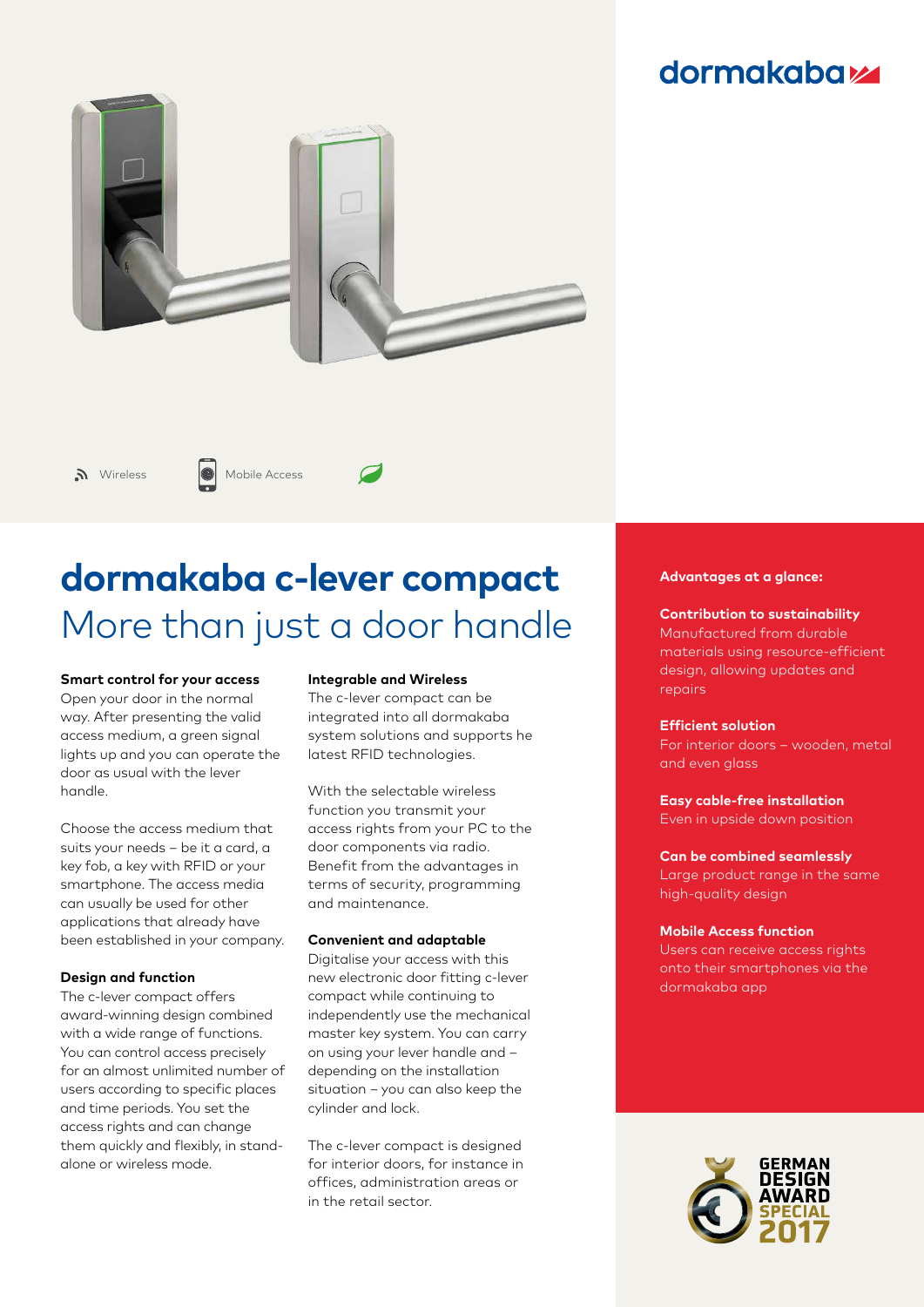dormakaba

Wireless    Mobile Access

# dormakaba c-lever compact

## More than just a door handle

**Smart control for your access**
Open your door in the normal way. After presenting the valid access medium, a green signal lights up and you can operate the door as usual with the lever handle.

Choose the access medium that suits your needs – be it a card, a key fob, a key with RFID or your smartphone. The access media can usually be used for other applications that already have been established in your company.

**Design and function**
The c-lever compact offers award-winning design combined with a wide range of functions. You can control access precisely for an almost unlimited number of users according to specific places and time periods. You set the access rights and can change them quickly and flexibly, in stand-alone or wireless mode.

**Integrable and Wireless**
The c-lever compact can be integrated into all dormakaba system solutions and supports he latest RFID technologies.

With the selectable wireless function you transmit your access rights from your PC to the door components via radio. Benefit from the advantages in terms of security, programming and maintenance.

**Convenient and adaptable**
Digitalise your access with this new electronic door fitting c-lever compact while continuing to independently use the mechanical master key system. You can carry on using your lever handle and – depending on the installation situation – you can also keep the cylinder and lock.

The c-lever compact is designed for interior doors, for instance in offices, administration areas or in the retail sector.

**Advantages at a glance:**

**Contribution to sustainability**
Manufactured from durable materials using resource-efficient design, allowing updates and repairs

**Efficient solution**
For interior doors – wooden, metal and even glass

**Easy cable-free installation**
Even in upside down position

**Can be combined seamlessly**
Large product range in the same high-quality design

**Mobile Access function**
Users can receive access rights onto their smartphones via the dormakaba app

GERMAN DESIGN AWARD SPECIAL 2017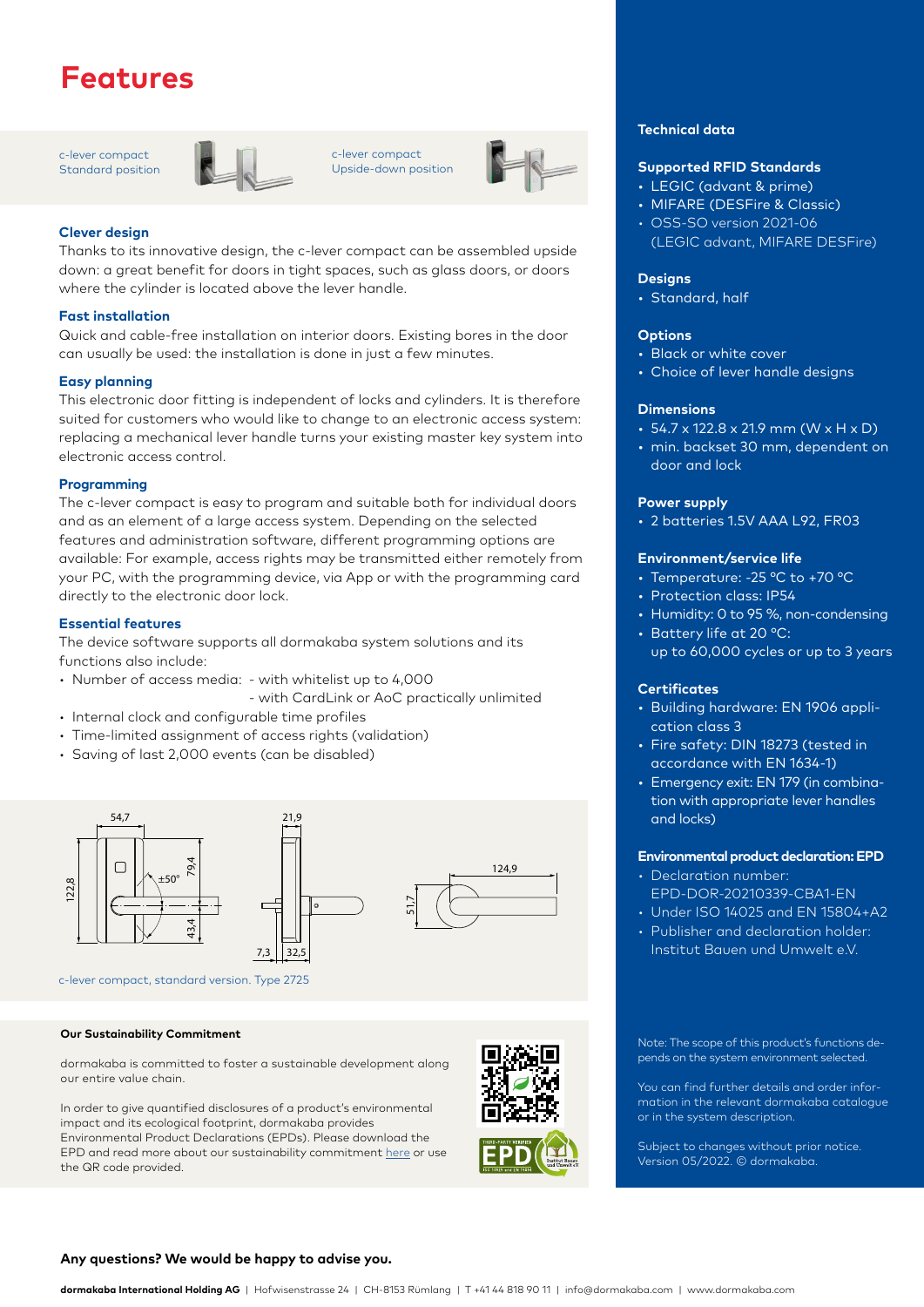# Features

c-lever compact
Standard position

c-lever compact
Upside-down position

### Clever design

Thanks to its innovative design, the c-lever compact can be assembled upside down: a great benefit for doors in tight spaces, such as glass doors, or doors where the cylinder is located above the lever handle.

### Fast installation

Quick and cable-free installation on interior doors. Existing bores in the door can usually be used: the installation is done in just a few minutes.

### Easy planning

This electronic door fitting is independent of locks and cylinders. It is therefore suited for customers who would like to change to an electronic access system: replacing a mechanical lever handle turns your existing master key system into electronic access control.

### Programming

The c-lever compact is easy to program and suitable both for individual doors and as an element of a large access system. Depending on the selected features and administration software, different programming options are available: For example, access rights may be transmitted either remotely from your PC, with the programming device, via App or with the programming card directly to the electronic door lock.

### Essential features

The device software supports all dormakaba system solutions and its functions also include:

- Number of access media: - with whitelist up to 4,000
  - with CardLink or AoC practically unlimited
- Internal clock and configurable time profiles
- Time-limited assignment of access rights (validation)
- Saving of last 2,000 events (can be disabled)

54,7
122,8
±50°
79,4
43,4
21,9
7,3
32,5
51,7
124,9

c-lever compact, standard version. Type 2725

**Our Sustainability Commitment**

dormakaba is committed to foster a sustainable development along our entire value chain.

In order to give quantified disclosures of a product's environmental impact and its ecological footprint, dormakaba provides Environmental Product Declarations (EPDs). Please download the EPD and read more about our sustainability commitment here or use the QR code provided.

## Technical data

### Supported RFID Standards

- LEGIC (advant & prime)
- MIFARE (DESFire & Classic)
- OSS-SO version 2021-06 (LEGIC advant, MIFARE DESFire)

### Designs

- Standard, half

### Options

- Black or white cover
- Choice of lever handle designs

### Dimensions

- 54.7 x 122.8 x 21.9 mm (W x H x D)
- min. backset 30 mm, dependent on door and lock

### Power supply

- 2 batteries 1.5V AAA L92, FR03

### Environment/service life

- Temperature: -25 °C to +70 °C
- Protection class: IP54
- Humidity: 0 to 95 %, non-condensing
- Battery life at 20 °C: up to 60,000 cycles or up to 3 years

### Certificates

- Building hardware: EN 1906 application class 3
- Fire safety: DIN 18273 (tested in accordance with EN 1634-1)
- Emergency exit: EN 179 (in combination with appropriate lever handles and locks)

### Environmental product declaration: EPD

- Declaration number: EPD-DOR-20210339-CBA1-EN
- Under ISO 14025 and EN 15804+A2
- Publisher and declaration holder: Institut Bauen und Umwelt e.V.

Note: The scope of this product's functions depends on the system environment selected.

You can find further details and order information in the relevant dormakaba catalogue or in the system description.

Subject to changes without prior notice. Version 05/2022. © dormakaba.

**Any questions? We would be happy to advise you.**

**dormakaba International Holding AG** | Hofwisenstrasse 24 | CH-8153 Rümlang | T +41 44 818 90 11 | info@dormakaba.com | www.dormakaba.com